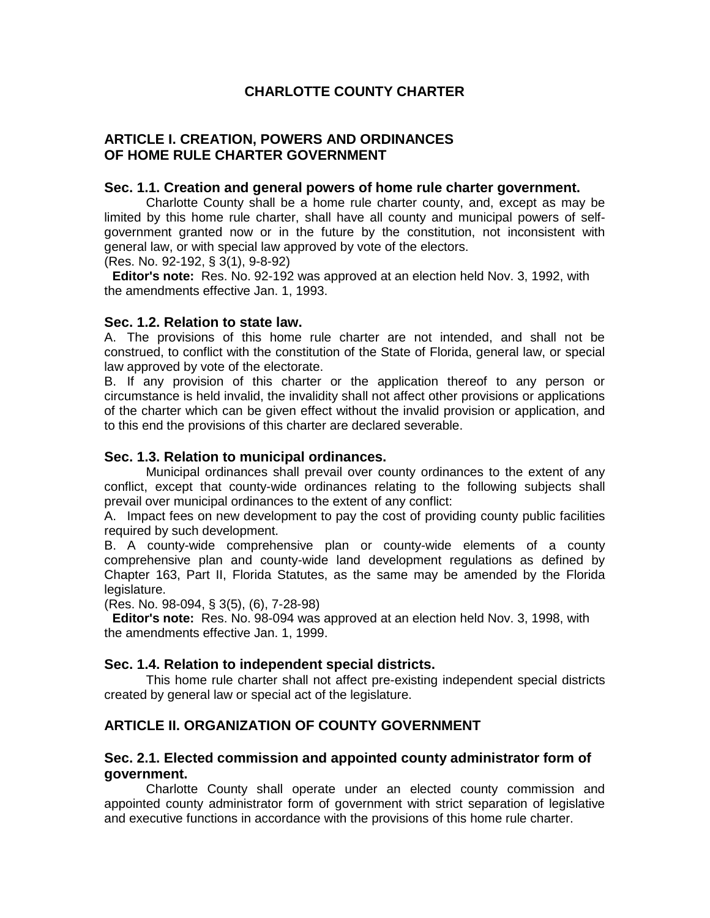# CHARLOTTE COUNTY CHARTER

## ARTICLE I. CREATION, POWERS AND ORDINANCES OF HOME RULE CHARTER GOVERNMENT

### Sec. 1.1. Creation and general powers of home rule charter government.

Charlotte County shall be a home rule charter county, and, except as may be limited by this home rule charter, shall have all county and municipal powers of self-government granted now or in the future by the constitution, not inconsistent with general law, or with special law approved by vote of the electors.

(Res. No. 92-192, § 3(1), 9-8-92)

**Editor's note:** Res. No. 92-192 was approved at an election held Nov. 3, 1992, with the amendments effective Jan. 1, 1993.

### Sec. 1.2. Relation to state law.

A. The provisions of this home rule charter are not intended, and shall not be construed, to conflict with the constitution of the State of Florida, general law, or special law approved by vote of the electorate.

B. If any provision of this charter or the application thereof to any person or circumstance is held invalid, the invalidity shall not affect other provisions or applications of the charter which can be given effect without the invalid provision or application, and to this end the provisions of this charter are declared severable.

### Sec. 1.3. Relation to municipal ordinances.

Municipal ordinances shall prevail over county ordinances to the extent of any conflict, except that county-wide ordinances relating to the following subjects shall prevail over municipal ordinances to the extent of any conflict:

A. Impact fees on new development to pay the cost of providing county public facilities required by such development.

B. A county-wide comprehensive plan or county-wide elements of a county comprehensive plan and county-wide land development regulations as defined by Chapter 163, Part II, Florida Statutes, as the same may be amended by the Florida legislature.

(Res. No. 98-094, § 3(5), (6), 7-28-98)

**Editor's note:** Res. No. 98-094 was approved at an election held Nov. 3, 1998, with the amendments effective Jan. 1, 1999.

### Sec. 1.4. Relation to independent special districts.

This home rule charter shall not affect pre-existing independent special districts created by general law or special act of the legislature.

## ARTICLE II. ORGANIZATION OF COUNTY GOVERNMENT

### Sec. 2.1. Elected commission and appointed county administrator form of government.

Charlotte County shall operate under an elected county commission and appointed county administrator form of government with strict separation of legislative and executive functions in accordance with the provisions of this home rule charter.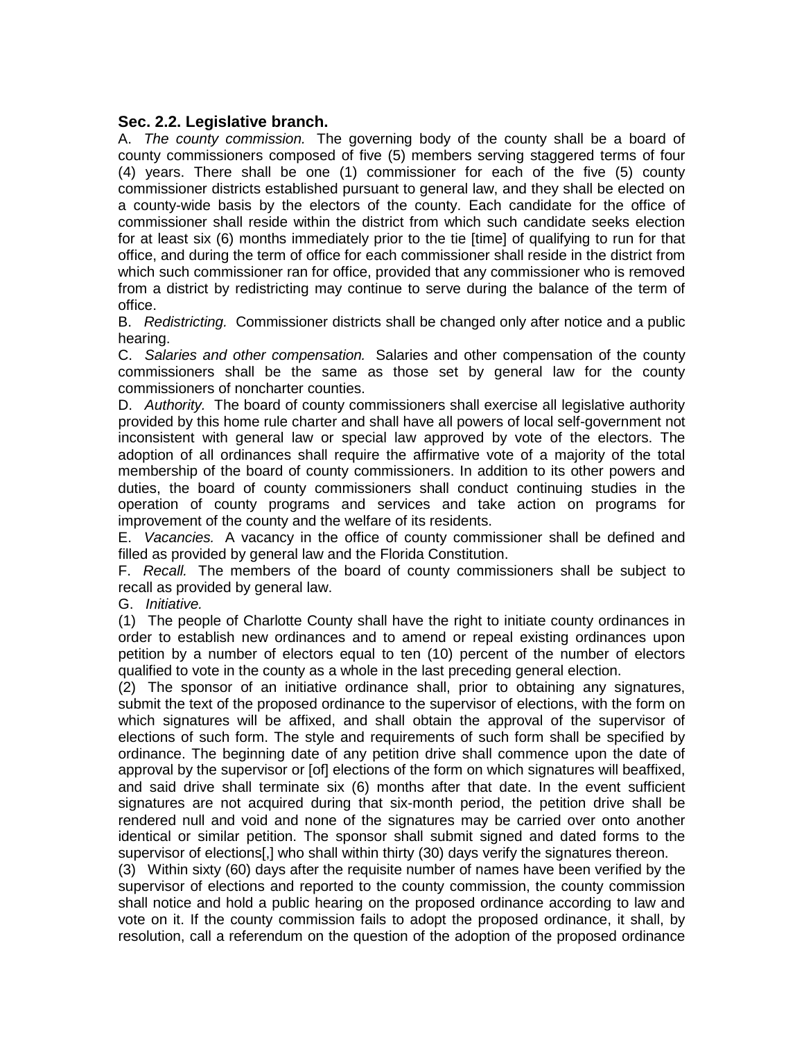### Sec. 2.2. Legislative branch.

A. *The county commission.* The governing body of the county shall be a board of county commissioners composed of five (5) members serving staggered terms of four (4) years. There shall be one (1) commissioner for each of the five (5) county commissioner districts established pursuant to general law, and they shall be elected on a county-wide basis by the electors of the county. Each candidate for the office of commissioner shall reside within the district from which such candidate seeks election for at least six (6) months immediately prior to the tie [time] of qualifying to run for that office, and during the term of office for each commissioner shall reside in the district from which such commissioner ran for office, provided that any commissioner who is removed from a district by redistricting may continue to serve during the balance of the term of office.

B. *Redistricting.* Commissioner districts shall be changed only after notice and a public hearing.

C. *Salaries and other compensation.* Salaries and other compensation of the county commissioners shall be the same as those set by general law for the county commissioners of noncharter counties.

D. *Authority.* The board of county commissioners shall exercise all legislative authority provided by this home rule charter and shall have all powers of local self-government not inconsistent with general law or special law approved by vote of the electors. The adoption of all ordinances shall require the affirmative vote of a majority of the total membership of the board of county commissioners. In addition to its other powers and duties, the board of county commissioners shall conduct continuing studies in the operation of county programs and services and take action on programs for improvement of the county and the welfare of its residents.

E. *Vacancies.* A vacancy in the office of county commissioner shall be defined and filled as provided by general law and the Florida Constitution.

F. *Recall.* The members of the board of county commissioners shall be subject to recall as provided by general law.

G. *Initiative.*

(1) The people of Charlotte County shall have the right to initiate county ordinances in order to establish new ordinances and to amend or repeal existing ordinances upon petition by a number of electors equal to ten (10) percent of the number of electors qualified to vote in the county as a whole in the last preceding general election.

(2) The sponsor of an initiative ordinance shall, prior to obtaining any signatures, submit the text of the proposed ordinance to the supervisor of elections, with the form on which signatures will be affixed, and shall obtain the approval of the supervisor of elections of such form. The style and requirements of such form shall be specified by ordinance. The beginning date of any petition drive shall commence upon the date of approval by the supervisor or [of] elections of the form on which signatures will beaffixed, and said drive shall terminate six (6) months after that date. In the event sufficient signatures are not acquired during that six-month period, the petition drive shall be rendered null and void and none of the signatures may be carried over onto another identical or similar petition. The sponsor shall submit signed and dated forms to the supervisor of elections[,] who shall within thirty (30) days verify the signatures thereon.

(3) Within sixty (60) days after the requisite number of names have been verified by the supervisor of elections and reported to the county commission, the county commission shall notice and hold a public hearing on the proposed ordinance according to law and vote on it. If the county commission fails to adopt the proposed ordinance, it shall, by resolution, call a referendum on the question of the adoption of the proposed ordinance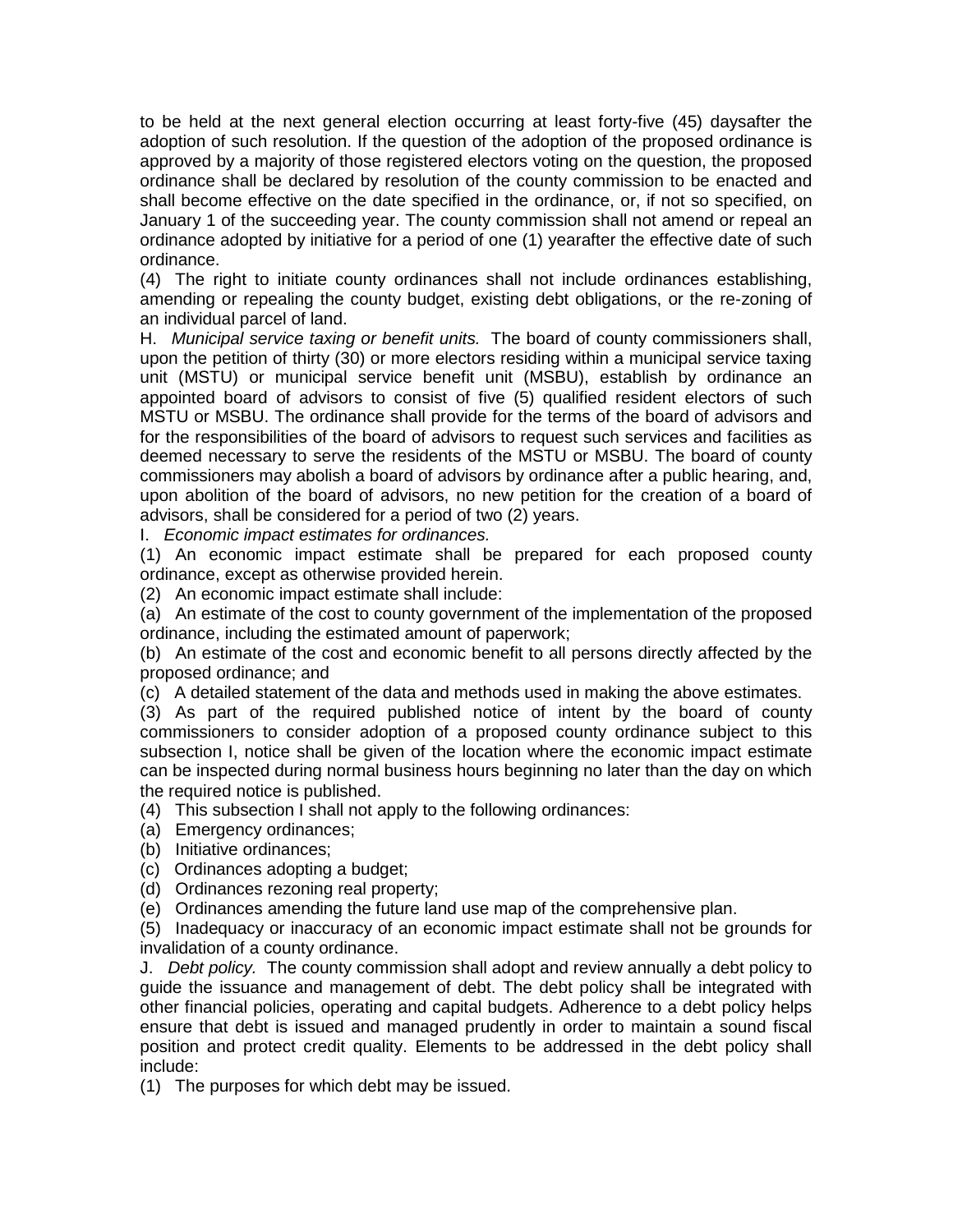to be held at the next general election occurring at least forty-five (45) daysafter the adoption of such resolution. If the question of the adoption of the proposed ordinance is approved by a majority of those registered electors voting on the question, the proposed ordinance shall be declared by resolution of the county commission to be enacted and shall become effective on the date specified in the ordinance, or, if not so specified, on January 1 of the succeeding year. The county commission shall not amend or repeal an ordinance adopted by initiative for a period of one (1) yearafter the effective date of such ordinance.

(4) The right to initiate county ordinances shall not include ordinances establishing, amending or repealing the county budget, existing debt obligations, or the re-zoning of an individual parcel of land.

H. *Municipal service taxing or benefit units.* The board of county commissioners shall, upon the petition of thirty (30) or more electors residing within a municipal service taxing unit (MSTU) or municipal service benefit unit (MSBU), establish by ordinance an appointed board of advisors to consist of five (5) qualified resident electors of such MSTU or MSBU. The ordinance shall provide for the terms of the board of advisors and for the responsibilities of the board of advisors to request such services and facilities as deemed necessary to serve the residents of the MSTU or MSBU. The board of county commissioners may abolish a board of advisors by ordinance after a public hearing, and, upon abolition of the board of advisors, no new petition for the creation of a board of advisors, shall be considered for a period of two (2) years.

I. *Economic impact estimates for ordinances.*

(1) An economic impact estimate shall be prepared for each proposed county ordinance, except as otherwise provided herein.

(2) An economic impact estimate shall include:

(a) An estimate of the cost to county government of the implementation of the proposed ordinance, including the estimated amount of paperwork;

(b) An estimate of the cost and economic benefit to all persons directly affected by the proposed ordinance; and

(c) A detailed statement of the data and methods used in making the above estimates.

(3) As part of the required published notice of intent by the board of county commissioners to consider adoption of a proposed county ordinance subject to this subsection I, notice shall be given of the location where the economic impact estimate can be inspected during normal business hours beginning no later than the day on which the required notice is published.

(4) This subsection I shall not apply to the following ordinances:

(a) Emergency ordinances;

(b) Initiative ordinances;

(c) Ordinances adopting a budget;

(d) Ordinances rezoning real property;

(e) Ordinances amending the future land use map of the comprehensive plan.

(5) Inadequacy or inaccuracy of an economic impact estimate shall not be grounds for invalidation of a county ordinance.

J. *Debt policy.* The county commission shall adopt and review annually a debt policy to guide the issuance and management of debt. The debt policy shall be integrated with other financial policies, operating and capital budgets. Adherence to a debt policy helps ensure that debt is issued and managed prudently in order to maintain a sound fiscal position and protect credit quality. Elements to be addressed in the debt policy shall include:

(1) The purposes for which debt may be issued.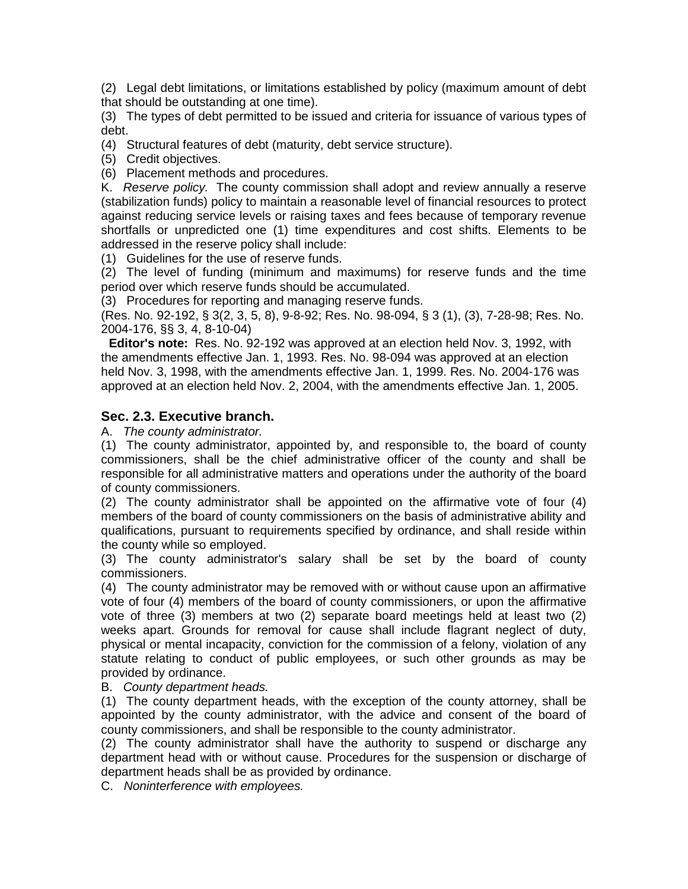(2) Legal debt limitations, or limitations established by policy (maximum amount of debt that should be outstanding at one time).

(3) The types of debt permitted to be issued and criteria for issuance of various types of debt.

(4) Structural features of debt (maturity, debt service structure).

(5) Credit objectives.

(6) Placement methods and procedures.

K. *Reserve policy.* The county commission shall adopt and review annually a reserve (stabilization funds) policy to maintain a reasonable level of financial resources to protect against reducing service levels or raising taxes and fees because of temporary revenue shortfalls or unpredicted one (1) time expenditures and cost shifts. Elements to be addressed in the reserve policy shall include:

(1) Guidelines for the use of reserve funds.

(2) The level of funding (minimum and maximums) for reserve funds and the time period over which reserve funds should be accumulated.

(3) Procedures for reporting and managing reserve funds.

(Res. No. 92-192, § 3(2, 3, 5, 8), 9-8-92; Res. No. 98-094, § 3 (1), (3), 7-28-98; Res. No. 2004-176, §§ 3, 4, 8-10-04)

**Editor's note:** Res. No. 92-192 was approved at an election held Nov. 3, 1992, with the amendments effective Jan. 1, 1993. Res. No. 98-094 was approved at an election held Nov. 3, 1998, with the amendments effective Jan. 1, 1999. Res. No. 2004-176 was approved at an election held Nov. 2, 2004, with the amendments effective Jan. 1, 2005.

### Sec. 2.3. Executive branch.

A. *The county administrator.*

(1) The county administrator, appointed by, and responsible to, the board of county commissioners, shall be the chief administrative officer of the county and shall be responsible for all administrative matters and operations under the authority of the board of county commissioners.

(2) The county administrator shall be appointed on the affirmative vote of four (4) members of the board of county commissioners on the basis of administrative ability and qualifications, pursuant to requirements specified by ordinance, and shall reside within the county while so employed.

(3) The county administrator's salary shall be set by the board of county commissioners.

(4) The county administrator may be removed with or without cause upon an affirmative vote of four (4) members of the board of county commissioners, or upon the affirmative vote of three (3) members at two (2) separate board meetings held at least two (2) weeks apart. Grounds for removal for cause shall include flagrant neglect of duty, physical or mental incapacity, conviction for the commission of a felony, violation of any statute relating to conduct of public employees, or such other grounds as may be provided by ordinance.

B. *County department heads.*

(1) The county department heads, with the exception of the county attorney, shall be appointed by the county administrator, with the advice and consent of the board of county commissioners, and shall be responsible to the county administrator.

(2) The county administrator shall have the authority to suspend or discharge any department head with or without cause. Procedures for the suspension or discharge of department heads shall be as provided by ordinance.

C. *Noninterference with employees.*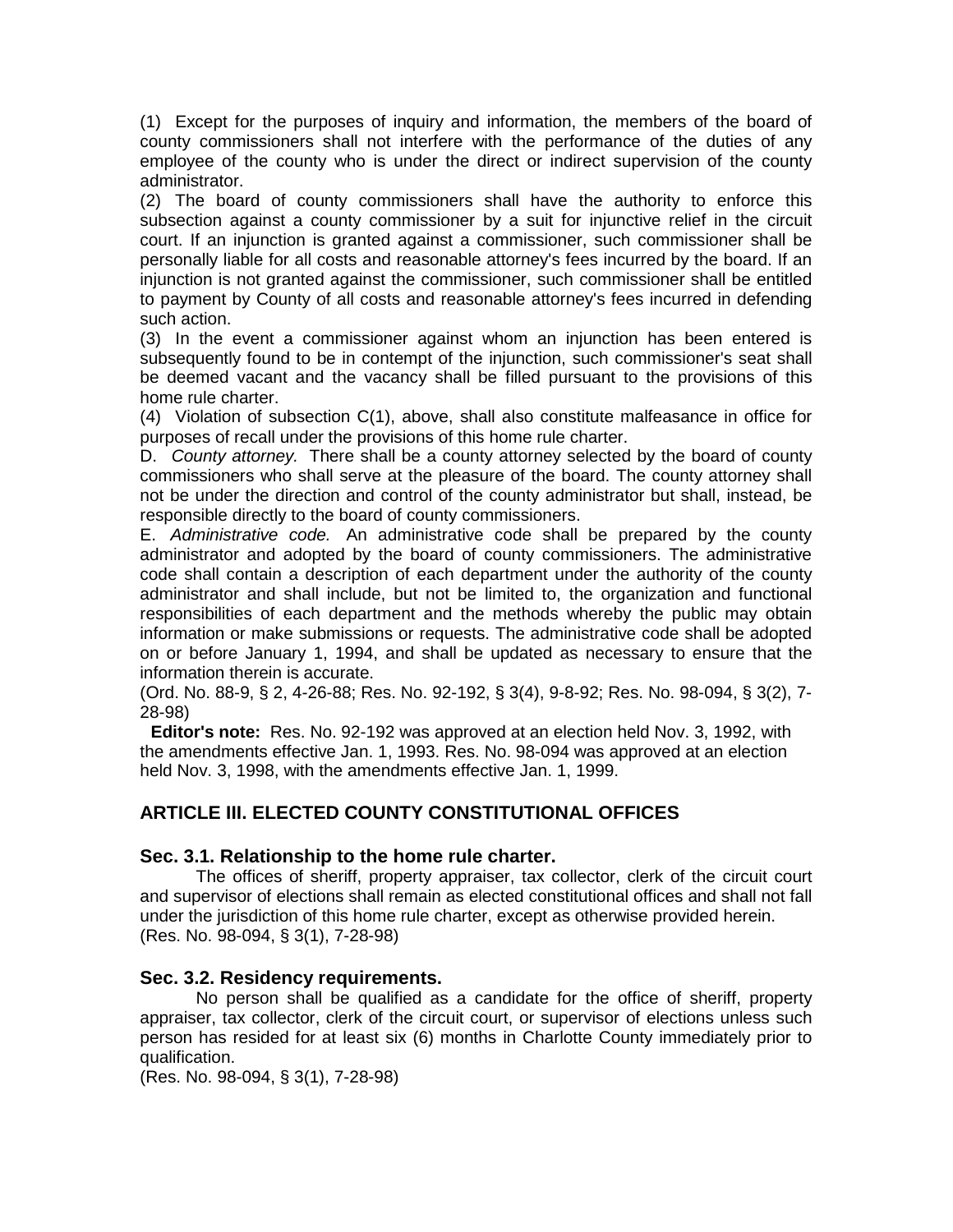(1) Except for the purposes of inquiry and information, the members of the board of county commissioners shall not interfere with the performance of the duties of any employee of the county who is under the direct or indirect supervision of the county administrator.

(2) The board of county commissioners shall have the authority to enforce this subsection against a county commissioner by a suit for injunctive relief in the circuit court. If an injunction is granted against a commissioner, such commissioner shall be personally liable for all costs and reasonable attorney's fees incurred by the board. If an injunction is not granted against the commissioner, such commissioner shall be entitled to payment by County of all costs and reasonable attorney's fees incurred in defending such action.

(3) In the event a commissioner against whom an injunction has been entered is subsequently found to be in contempt of the injunction, such commissioner's seat shall be deemed vacant and the vacancy shall be filled pursuant to the provisions of this home rule charter.

(4) Violation of subsection C(1), above, shall also constitute malfeasance in office for purposes of recall under the provisions of this home rule charter.

D. *County attorney.* There shall be a county attorney selected by the board of county commissioners who shall serve at the pleasure of the board. The county attorney shall not be under the direction and control of the county administrator but shall, instead, be responsible directly to the board of county commissioners.

E. *Administrative code.* An administrative code shall be prepared by the county administrator and adopted by the board of county commissioners. The administrative code shall contain a description of each department under the authority of the county administrator and shall include, but not be limited to, the organization and functional responsibilities of each department and the methods whereby the public may obtain information or make submissions or requests. The administrative code shall be adopted on or before January 1, 1994, and shall be updated as necessary to ensure that the information therein is accurate.

(Ord. No. 88-9, § 2, 4-26-88; Res. No. 92-192, § 3(4), 9-8-92; Res. No. 98-094, § 3(2), 7-28-98)

**Editor's note:** Res. No. 92-192 was approved at an election held Nov. 3, 1992, with the amendments effective Jan. 1, 1993. Res. No. 98-094 was approved at an election held Nov. 3, 1998, with the amendments effective Jan. 1, 1999.

## ARTICLE III. ELECTED COUNTY CONSTITUTIONAL OFFICES

### Sec. 3.1. Relationship to the home rule charter.

The offices of sheriff, property appraiser, tax collector, clerk of the circuit court and supervisor of elections shall remain as elected constitutional offices and shall not fall under the jurisdiction of this home rule charter, except as otherwise provided herein.
(Res. No. 98-094, § 3(1), 7-28-98)

### Sec. 3.2. Residency requirements.

No person shall be qualified as a candidate for the office of sheriff, property appraiser, tax collector, clerk of the circuit court, or supervisor of elections unless such person has resided for at least six (6) months in Charlotte County immediately prior to qualification.
(Res. No. 98-094, § 3(1), 7-28-98)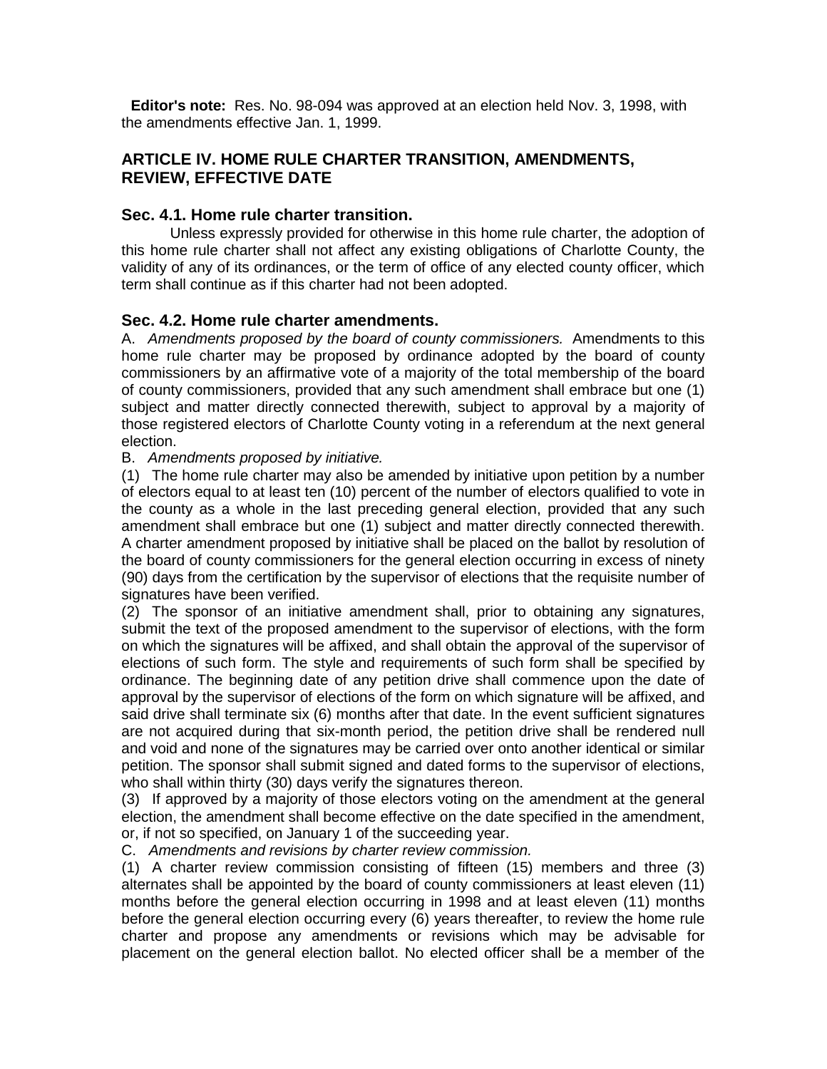**Editor's note:** Res. No. 98-094 was approved at an election held Nov. 3, 1998, with the amendments effective Jan. 1, 1999.

## ARTICLE IV. HOME RULE CHARTER TRANSITION, AMENDMENTS, REVIEW, EFFECTIVE DATE

### Sec. 4.1. Home rule charter transition.

Unless expressly provided for otherwise in this home rule charter, the adoption of this home rule charter shall not affect any existing obligations of Charlotte County, the validity of any of its ordinances, or the term of office of any elected county officer, which term shall continue as if this charter had not been adopted.

### Sec. 4.2. Home rule charter amendments.

A. *Amendments proposed by the board of county commissioners.* Amendments to this home rule charter may be proposed by ordinance adopted by the board of county commissioners by an affirmative vote of a majority of the total membership of the board of county commissioners, provided that any such amendment shall embrace but one (1) subject and matter directly connected therewith, subject to approval by a majority of those registered electors of Charlotte County voting in a referendum at the next general election.

B. *Amendments proposed by initiative.*

(1) The home rule charter may also be amended by initiative upon petition by a number of electors equal to at least ten (10) percent of the number of electors qualified to vote in the county as a whole in the last preceding general election, provided that any such amendment shall embrace but one (1) subject and matter directly connected therewith. A charter amendment proposed by initiative shall be placed on the ballot by resolution of the board of county commissioners for the general election occurring in excess of ninety (90) days from the certification by the supervisor of elections that the requisite number of signatures have been verified.

(2) The sponsor of an initiative amendment shall, prior to obtaining any signatures, submit the text of the proposed amendment to the supervisor of elections, with the form on which the signatures will be affixed, and shall obtain the approval of the supervisor of elections of such form. The style and requirements of such form shall be specified by ordinance. The beginning date of any petition drive shall commence upon the date of approval by the supervisor of elections of the form on which signature will be affixed, and said drive shall terminate six (6) months after that date. In the event sufficient signatures are not acquired during that six-month period, the petition drive shall be rendered null and void and none of the signatures may be carried over onto another identical or similar petition. The sponsor shall submit signed and dated forms to the supervisor of elections, who shall within thirty (30) days verify the signatures thereon.

(3) If approved by a majority of those electors voting on the amendment at the general election, the amendment shall become effective on the date specified in the amendment, or, if not so specified, on January 1 of the succeeding year.

C. *Amendments and revisions by charter review commission.*

(1) A charter review commission consisting of fifteen (15) members and three (3) alternates shall be appointed by the board of county commissioners at least eleven (11) months before the general election occurring in 1998 and at least eleven (11) months before the general election occurring every (6) years thereafter, to review the home rule charter and propose any amendments or revisions which may be advisable for placement on the general election ballot. No elected officer shall be a member of the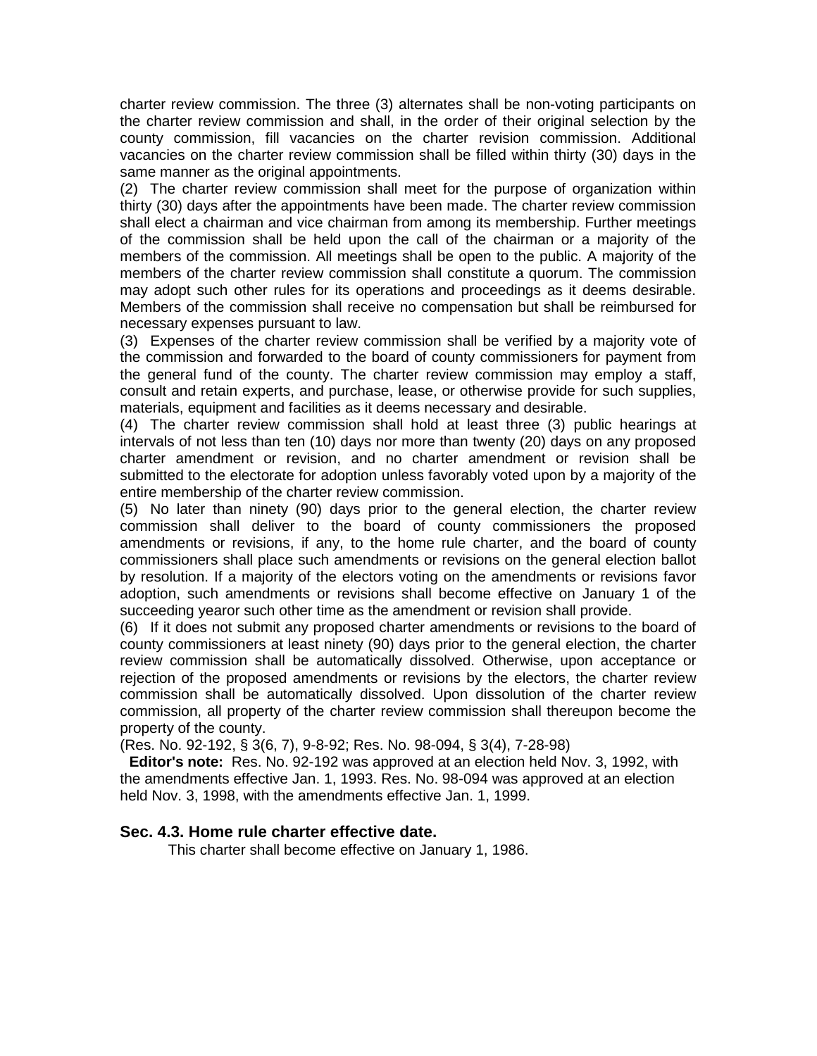charter review commission. The three (3) alternates shall be non-voting participants on the charter review commission and shall, in the order of their original selection by the county commission, fill vacancies on the charter revision commission. Additional vacancies on the charter review commission shall be filled within thirty (30) days in the same manner as the original appointments.

(2) The charter review commission shall meet for the purpose of organization within thirty (30) days after the appointments have been made. The charter review commission shall elect a chairman and vice chairman from among its membership. Further meetings of the commission shall be held upon the call of the chairman or a majority of the members of the commission. All meetings shall be open to the public. A majority of the members of the charter review commission shall constitute a quorum. The commission may adopt such other rules for its operations and proceedings as it deems desirable. Members of the commission shall receive no compensation but shall be reimbursed for necessary expenses pursuant to law.

(3) Expenses of the charter review commission shall be verified by a majority vote of the commission and forwarded to the board of county commissioners for payment from the general fund of the county. The charter review commission may employ a staff, consult and retain experts, and purchase, lease, or otherwise provide for such supplies, materials, equipment and facilities as it deems necessary and desirable.

(4) The charter review commission shall hold at least three (3) public hearings at intervals of not less than ten (10) days nor more than twenty (20) days on any proposed charter amendment or revision, and no charter amendment or revision shall be submitted to the electorate for adoption unless favorably voted upon by a majority of the entire membership of the charter review commission.

(5) No later than ninety (90) days prior to the general election, the charter review commission shall deliver to the board of county commissioners the proposed amendments or revisions, if any, to the home rule charter, and the board of county commissioners shall place such amendments or revisions on the general election ballot by resolution. If a majority of the electors voting on the amendments or revisions favor adoption, such amendments or revisions shall become effective on January 1 of the succeeding yearor such other time as the amendment or revision shall provide.

(6) If it does not submit any proposed charter amendments or revisions to the board of county commissioners at least ninety (90) days prior to the general election, the charter review commission shall be automatically dissolved. Otherwise, upon acceptance or rejection of the proposed amendments or revisions by the electors, the charter review commission shall be automatically dissolved. Upon dissolution of the charter review commission, all property of the charter review commission shall thereupon become the property of the county.

(Res. No. 92-192, § 3(6, 7), 9-8-92; Res. No. 98-094, § 3(4), 7-28-98)

**Editor's note:** Res. No. 92-192 was approved at an election held Nov. 3, 1992, with the amendments effective Jan. 1, 1993. Res. No. 98-094 was approved at an election held Nov. 3, 1998, with the amendments effective Jan. 1, 1999.

### Sec. 4.3. Home rule charter effective date.

This charter shall become effective on January 1, 1986.